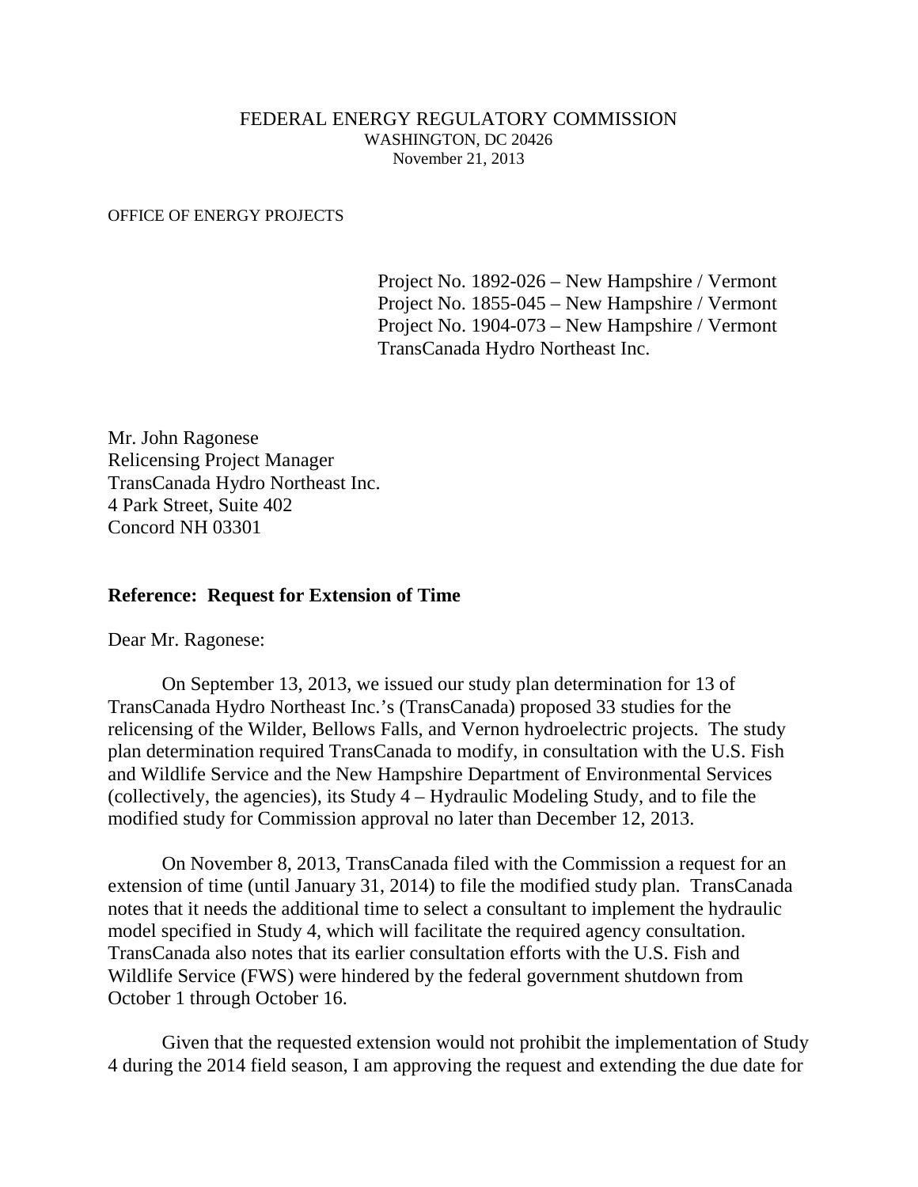FEDERAL ENERGY REGULATORY COMMISSION
WASHINGTON, DC 20426
November 21, 2013

OFFICE OF ENERGY PROJECTS

Project No. 1892-026 – New Hampshire / Vermont
Project No. 1855-045 – New Hampshire / Vermont
Project No. 1904-073 – New Hampshire / Vermont
TransCanada Hydro Northeast Inc.

Mr. John Ragonese
Relicensing Project Manager
TransCanada Hydro Northeast Inc.
4 Park Street, Suite 402
Concord NH 03301

**Reference: Request for Extension of Time**

Dear Mr. Ragonese:

On September 13, 2013, we issued our study plan determination for 13 of TransCanada Hydro Northeast Inc.'s (TransCanada) proposed 33 studies for the relicensing of the Wilder, Bellows Falls, and Vernon hydroelectric projects. The study plan determination required TransCanada to modify, in consultation with the U.S. Fish and Wildlife Service and the New Hampshire Department of Environmental Services (collectively, the agencies), its Study 4 – Hydraulic Modeling Study, and to file the modified study for Commission approval no later than December 12, 2013.

On November 8, 2013, TransCanada filed with the Commission a request for an extension of time (until January 31, 2014) to file the modified study plan. TransCanada notes that it needs the additional time to select a consultant to implement the hydraulic model specified in Study 4, which will facilitate the required agency consultation. TransCanada also notes that its earlier consultation efforts with the U.S. Fish and Wildlife Service (FWS) were hindered by the federal government shutdown from October 1 through October 16.

Given that the requested extension would not prohibit the implementation of Study 4 during the 2014 field season, I am approving the request and extending the due date for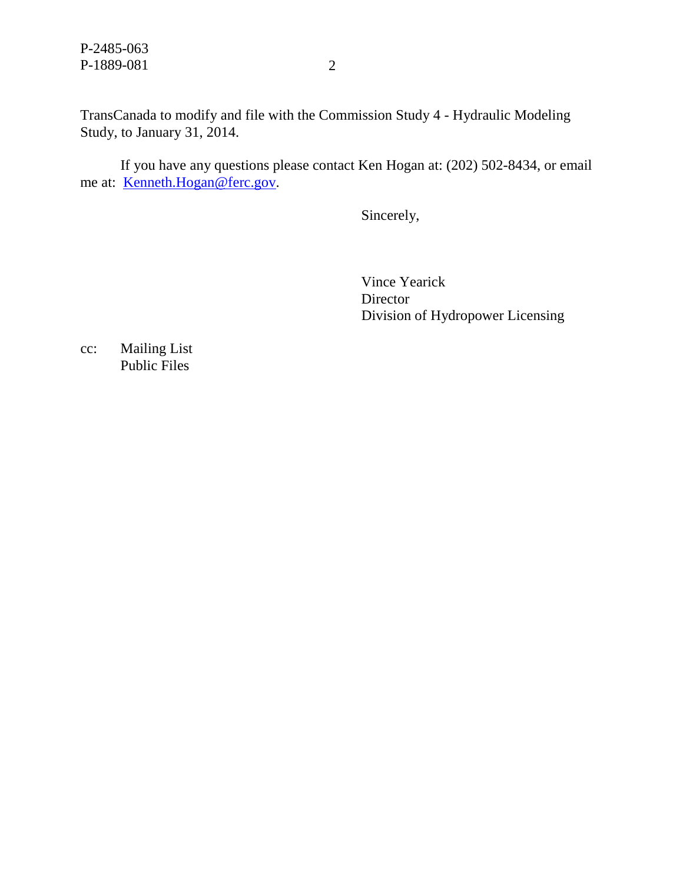TransCanada to modify and file with the Commission Study 4 - Hydraulic Modeling Study, to January 31, 2014.

If you have any questions please contact Ken Hogan at: (202) 502-8434, or email me at: Kenneth.Hogan@ferc.gov.

Sincerely,

Vince Yearick
Director
Division of Hydropower Licensing

cc: Mailing List
Public Files